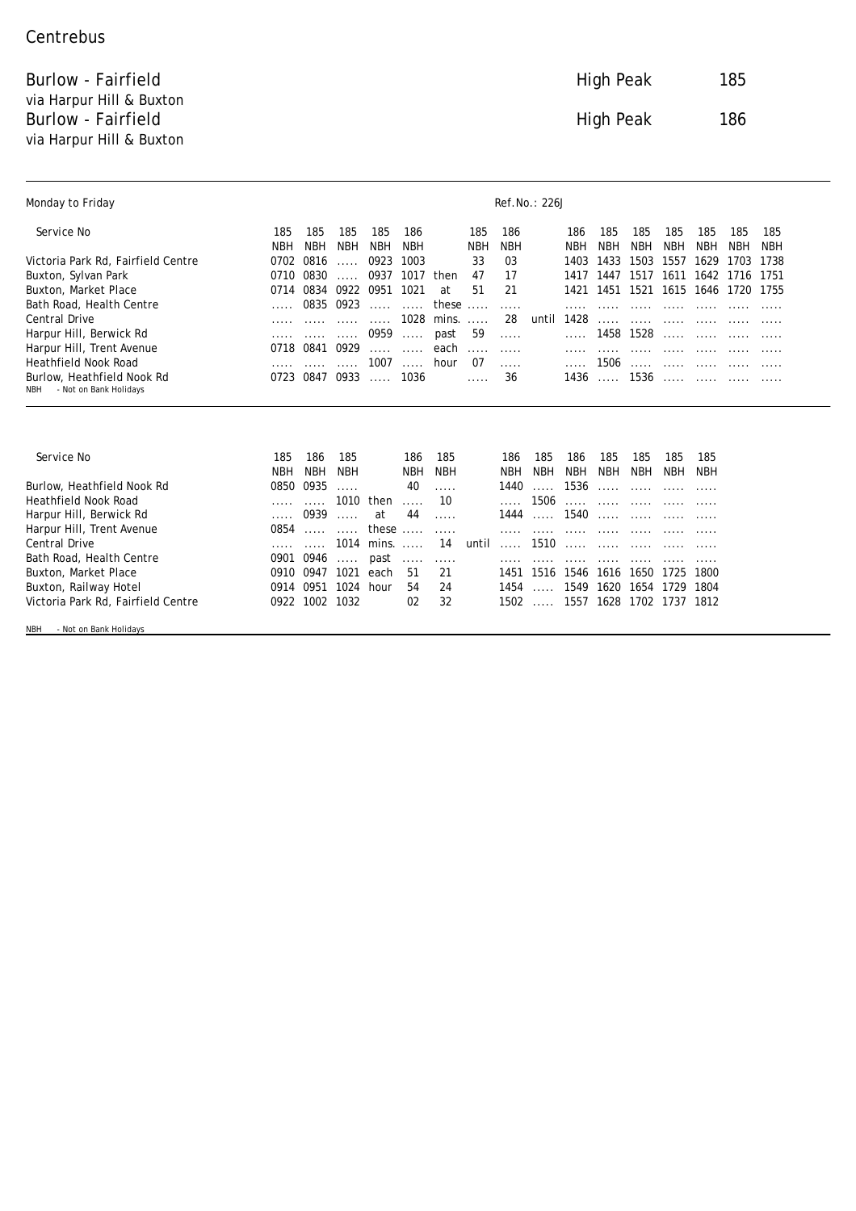Centrebus

# Burlow - Fairfield via Harpur Hill & Buxton — High Peak 185

# Burlow - Fairfield via Harpur Hill & Buxton — High Peak 186

Monday to Friday

Ref.No.: 226J

| Service No | 185 | 185 | 185 | 185 | 186 | | 185 | 186 | | 186 | 185 | 185 | 185 | 185 | 185 | 185 |
|---|---|---|---|---|---|---|---|---|---|---|---|---|---|---|---|---|
| | NBH | NBH | NBH | NBH | NBH | | NBH | NBH | | NBH | NBH | NBH | NBH | NBH | NBH | NBH |
| Victoria Park Rd, Fairfield Centre | 0702 | 0816 | ..... | 0923 | 1003 | | 33 | 03 | | 1403 | 1433 | 1503 | 1557 | 1629 | 1703 | 1738 |
| Buxton, Sylvan Park | 0710 | 0830 | ..... | 0937 | 1017 | then | 47 | 17 | | 1417 | 1447 | 1517 | 1611 | 1642 | 1716 | 1751 |
| Buxton, Market Place | 0714 | 0834 | 0922 | 0951 | 1021 | at | 51 | 21 | | 1421 | 1451 | 1521 | 1615 | 1646 | 1720 | 1755 |
| Bath Road, Health Centre | ..... | 0835 | 0923 | ..... | ..... | these | ..... | ..... | | ..... | ..... | ..... | ..... | ..... | ..... | ..... |
| Central Drive | ..... | ..... | ..... | ..... | 1028 | mins. | ..... | 28 | until | 1428 | ..... | ..... | ..... | ..... | ..... | ..... |
| Harpur Hill, Berwick Rd | ..... | ..... | ..... | 0959 | ..... | past | 59 | ..... | | ..... | 1458 | 1528 | ..... | ..... | ..... | ..... |
| Harpur Hill, Trent Avenue | 0718 | 0841 | 0929 | ..... | ..... | each | ..... | ..... | | ..... | ..... | ..... | ..... | ..... | ..... | ..... |
| Heathfield Nook Road | ..... | ..... | ..... | 1007 | ..... | hour | 07 | ..... | | ..... | 1506 | ..... | ..... | ..... | ..... | ..... |
| Burlow, Heathfield Nook Rd | 0723 | 0847 | 0933 | ..... | 1036 | | ..... | 36 | | 1436 | ..... | 1536 | ..... | ..... | ..... | ..... |

NBH - Not on Bank Holidays

| Service No | 185 | 186 | 185 | | 186 | 185 | | 186 | 185 | 186 | 185 | 185 | 185 | 185 |
|---|---|---|---|---|---|---|---|---|---|---|---|---|---|---|
| | NBH | NBH | NBH | | NBH | NBH | | NBH | NBH | NBH | NBH | NBH | NBH | NBH |
| Burlow, Heathfield Nook Rd | 0850 | 0935 | ..... | | 40 | ..... | | 1440 | ..... | 1536 | ..... | ..... | ..... | ..... |
| Heathfield Nook Road | ..... | ..... | 1010 | then | ..... | 10 | | ..... | 1506 | ..... | ..... | ..... | ..... | ..... |
| Harpur Hill, Berwick Rd | ..... | 0939 | ..... | at | 44 | ..... | | 1444 | ..... | 1540 | ..... | ..... | ..... | ..... |
| Harpur Hill, Trent Avenue | 0854 | ..... | ..... | these | ..... | ..... | | ..... | ..... | ..... | ..... | ..... | ..... | ..... |
| Central Drive | ..... | ..... | 1014 | mins. | ..... | 14 | until | ..... | 1510 | ..... | ..... | ..... | ..... | ..... |
| Bath Road, Health Centre | 0901 | 0946 | ..... | past | ..... | ..... | | ..... | ..... | ..... | ..... | ..... | ..... | ..... |
| Buxton, Market Place | 0910 | 0947 | 1021 | each | 51 | 21 | | 1451 | 1516 | 1546 | 1616 | 1650 | 1725 | 1800 |
| Buxton, Railway Hotel | 0914 | 0951 | 1024 | hour | 54 | 24 | | 1454 | ..... | 1549 | 1620 | 1654 | 1729 | 1804 |
| Victoria Park Rd, Fairfield Centre | 0922 | 1002 | 1032 | | 02 | 32 | | 1502 | ..... | 1557 | 1628 | 1702 | 1737 | 1812 |

NBH - Not on Bank Holidays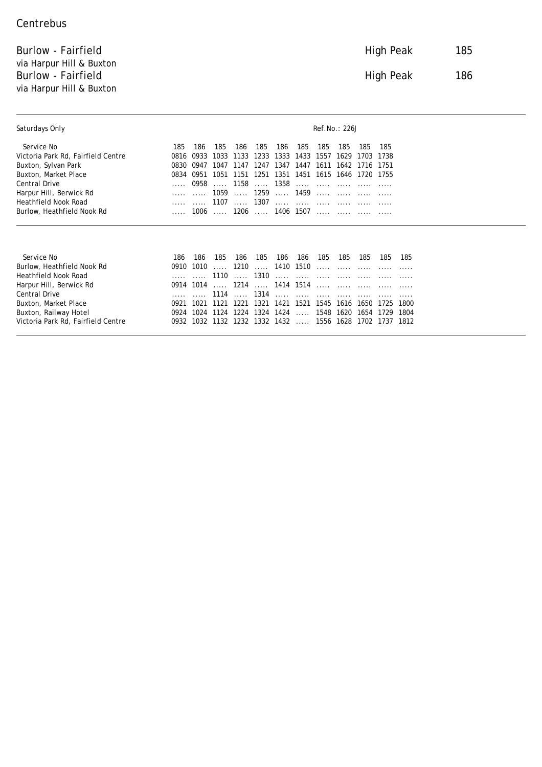Centrebus

Burlow - Fairfield
via Harpur Hill & Buxton | High Peak | 185

Burlow - Fairfield
via Harpur Hill & Buxton | High Peak | 186

Saturdays Only | Ref.No.: 226J

| Service No | 185 | 186 | 185 | 186 | 185 | 186 | 185 | 185 | 185 | 185 | 185 |
|---|---|---|---|---|---|---|---|---|---|---|---|
| Victoria Park Rd, Fairfield Centre | 0816 | 0933 | 1033 | 1133 | 1233 | 1333 | 1433 | 1557 | 1629 | 1703 | 1738 |
| Buxton, Sylvan Park | 0830 | 0947 | 1047 | 1147 | 1247 | 1347 | 1447 | 1611 | 1642 | 1716 | 1751 |
| Buxton, Market Place | 0834 | 0951 | 1051 | 1151 | 1251 | 1351 | 1451 | 1615 | 1646 | 1720 | 1755 |
| Central Drive | ..... | 0958 | ..... | 1158 | ..... | 1358 | ..... | ..... | ..... | ..... | ..... |
| Harpur Hill, Berwick Rd | ..... | ..... | 1059 | ..... | 1259 | ..... | 1459 | ..... | ..... | ..... | ..... |
| Heathfield Nook Road | ..... | ..... | 1107 | ..... | 1307 | ..... | ..... | ..... | ..... | ..... | ..... |
| Burlow, Heathfield Nook Rd | ..... | 1006 | ..... | 1206 | ..... | 1406 | 1507 | ..... | ..... | ..... | ..... |

| Service No | 186 | 186 | 185 | 186 | 185 | 186 | 186 | 185 | 185 | 185 | 185 | 185 |
|---|---|---|---|---|---|---|---|---|---|---|---|---|
| Burlow, Heathfield Nook Rd | 0910 | 1010 | ..... | 1210 | ..... | 1410 | 1510 | ..... | ..... | ..... | ..... | ..... |
| Heathfield Nook Road | ..... | ..... | 1110 | ..... | 1310 | ..... | ..... | ..... | ..... | ..... | ..... | ..... |
| Harpur Hill, Berwick Rd | 0914 | 1014 | ..... | 1214 | ..... | 1414 | 1514 | ..... | ..... | ..... | ..... | ..... |
| Central Drive | ..... | ..... | 1114 | ..... | 1314 | ..... | ..... | ..... | ..... | ..... | ..... | ..... |
| Buxton, Market Place | 0921 | 1021 | 1121 | 1221 | 1321 | 1421 | 1521 | 1545 | 1616 | 1650 | 1725 | 1800 |
| Buxton, Railway Hotel | 0924 | 1024 | 1124 | 1224 | 1324 | 1424 | ..... | 1548 | 1620 | 1654 | 1729 | 1804 |
| Victoria Park Rd, Fairfield Centre | 0932 | 1032 | 1132 | 1232 | 1332 | 1432 | ..... | 1556 | 1628 | 1702 | 1737 | 1812 |